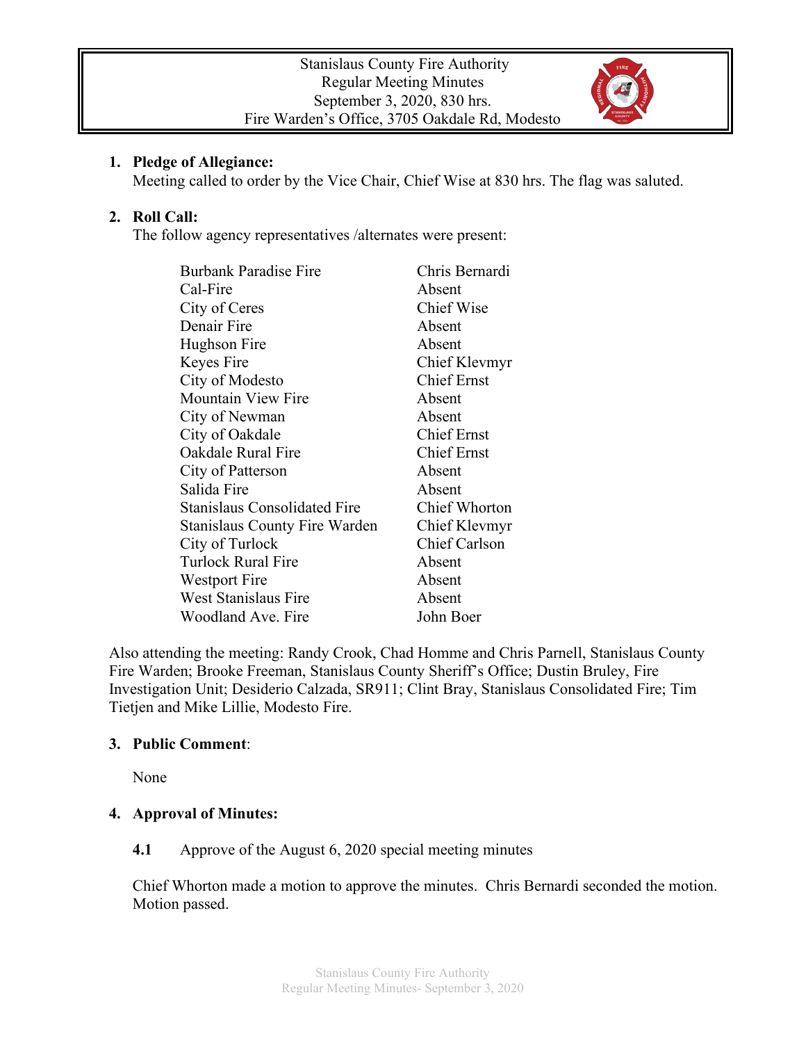Stanislaus County Fire Authority
Regular Meeting Minutes
September 3, 2020, 830 hrs.
Fire Warden's Office, 3705 Oakdale Rd, Modesto

1. **Pledge of Allegiance:**
   Meeting called to order by the Vice Chair, Chief Wise at 830 hrs. The flag was saluted.

2. **Roll Call:**
   The follow agency representatives /alternates were present:

| | |
|---|---|
| Burbank Paradise Fire | Chris Bernardi |
| Cal-Fire | Absent |
| City of Ceres | Chief Wise |
| Denair Fire | Absent |
| Hughson Fire | Absent |
| Keyes Fire | Chief Klevmyr |
| City of Modesto | Chief Ernst |
| Mountain View Fire | Absent |
| City of Newman | Absent |
| City of Oakdale | Chief Ernst |
| Oakdale Rural Fire | Chief Ernst |
| City of Patterson | Absent |
| Salida Fire | Absent |
| Stanislaus Consolidated Fire | Chief Whorton |
| Stanislaus County Fire Warden | Chief Klevmyr |
| City of Turlock | Chief Carlson |
| Turlock Rural Fire | Absent |
| Westport Fire | Absent |
| West Stanislaus Fire | Absent |
| Woodland Ave. Fire | John Boer |

Also attending the meeting: Randy Crook, Chad Homme and Chris Parnell, Stanislaus County Fire Warden; Brooke Freeman, Stanislaus County Sheriff's Office; Dustin Bruley, Fire Investigation Unit; Desiderio Calzada, SR911; Clint Bray, Stanislaus Consolidated Fire; Tim Tietjen and Mike Lillie, Modesto Fire.

3. **Public Comment**:

   None

4. **Approval of Minutes:**

   **4.1** Approve of the August 6, 2020 special meeting minutes

   Chief Whorton made a motion to approve the minutes. Chris Bernardi seconded the motion. Motion passed.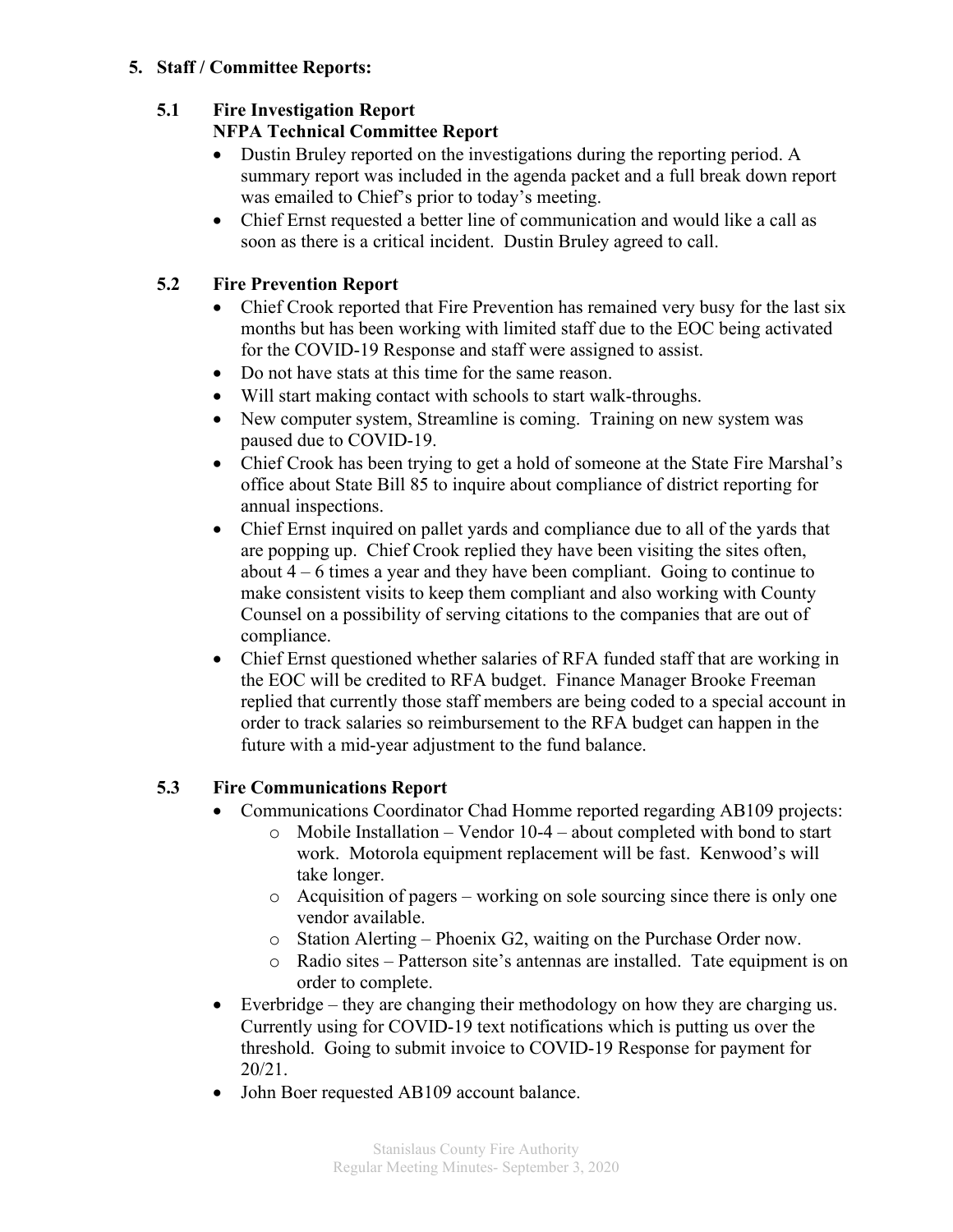## 5. Staff / Committee Reports:

### 5.1 Fire Investigation Report
### NFPA Technical Committee Report

- Dustin Bruley reported on the investigations during the reporting period. A summary report was included in the agenda packet and a full break down report was emailed to Chief's prior to today's meeting.
- Chief Ernst requested a better line of communication and would like a call as soon as there is a critical incident. Dustin Bruley agreed to call.

### 5.2 Fire Prevention Report

- Chief Crook reported that Fire Prevention has remained very busy for the last six months but has been working with limited staff due to the EOC being activated for the COVID-19 Response and staff were assigned to assist.
- Do not have stats at this time for the same reason.
- Will start making contact with schools to start walk-throughs.
- New computer system, Streamline is coming. Training on new system was paused due to COVID-19.
- Chief Crook has been trying to get a hold of someone at the State Fire Marshal's office about State Bill 85 to inquire about compliance of district reporting for annual inspections.
- Chief Ernst inquired on pallet yards and compliance due to all of the yards that are popping up. Chief Crook replied they have been visiting the sites often, about 4 – 6 times a year and they have been compliant. Going to continue to make consistent visits to keep them compliant and also working with County Counsel on a possibility of serving citations to the companies that are out of compliance.
- Chief Ernst questioned whether salaries of RFA funded staff that are working in the EOC will be credited to RFA budget. Finance Manager Brooke Freeman replied that currently those staff members are being coded to a special account in order to track salaries so reimbursement to the RFA budget can happen in the future with a mid-year adjustment to the fund balance.

### 5.3 Fire Communications Report

- Communications Coordinator Chad Homme reported regarding AB109 projects:
  - Mobile Installation – Vendor 10-4 – about completed with bond to start work. Motorola equipment replacement will be fast. Kenwood's will take longer.
  - Acquisition of pagers – working on sole sourcing since there is only one vendor available.
  - Station Alerting – Phoenix G2, waiting on the Purchase Order now.
  - Radio sites – Patterson site's antennas are installed. Tate equipment is on order to complete.
- Everbridge – they are changing their methodology on how they are charging us. Currently using for COVID-19 text notifications which is putting us over the threshold. Going to submit invoice to COVID-19 Response for payment for 20/21.
- John Boer requested AB109 account balance.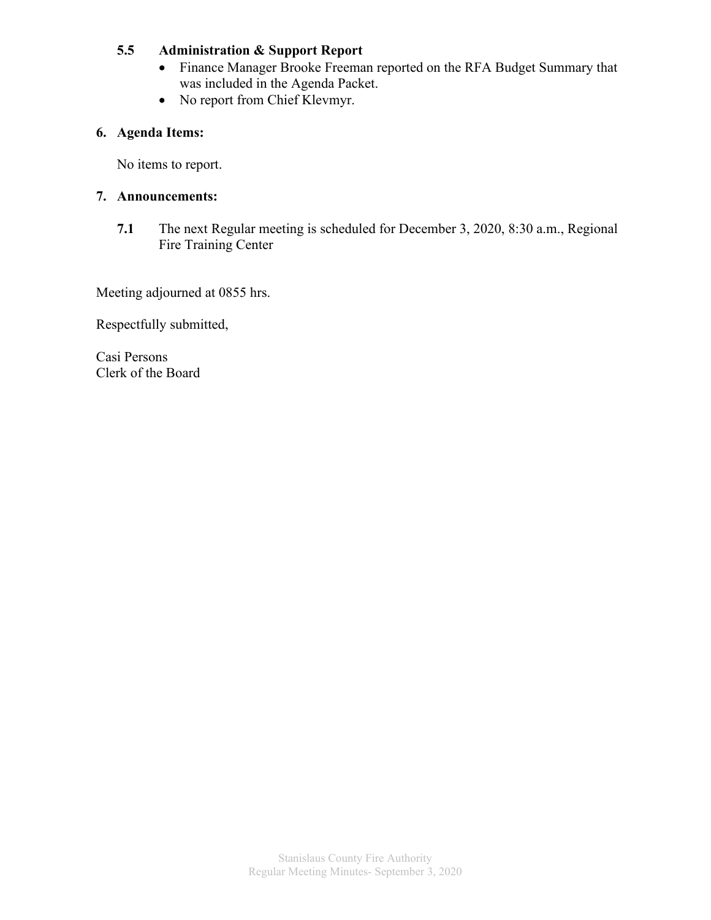### 5.5 Administration & Support Report

- Finance Manager Brooke Freeman reported on the RFA Budget Summary that was included in the Agenda Packet.
- No report from Chief Klevmyr.

## 6. Agenda Items:

No items to report.

## 7. Announcements:

**7.1** The next Regular meeting is scheduled for December 3, 2020, 8:30 a.m., Regional Fire Training Center

Meeting adjourned at 0855 hrs.

Respectfully submitted,

Casi Persons
Clerk of the Board